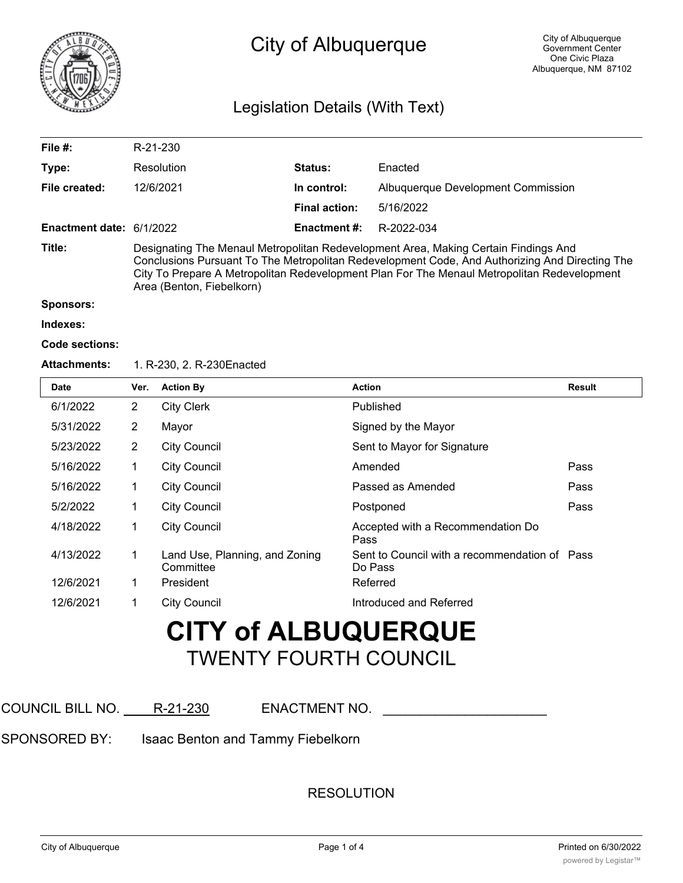# City of Albuquerque

City of Albuquerque
Government Center
One Civic Plaza
Albuquerque, NM 87102

## Legislation Details (With Text)

| | | | |
|---|---|---|---|
| **File #:** | R-21-230 | | |
| **Type:** | Resolution | **Status:** | Enacted |
| **File created:** | 12/6/2021 | **In control:** | Albuquerque Development Commission |
| | | **Final action:** | 5/16/2022 |
| **Enactment date:** | 6/1/2022 | **Enactment #:** | R-2022-034 |

**Title:** Designating The Menaul Metropolitan Redevelopment Area, Making Certain Findings And Conclusions Pursuant To The Metropolitan Redevelopment Code, And Authorizing And Directing The City To Prepare A Metropolitan Redevelopment Plan For The Menaul Metropolitan Redevelopment Area (Benton, Fiebelkorn)

**Sponsors:**

**Indexes:**

**Code sections:**

**Attachments:** 1. R-230, 2. R-230Enacted

| Date | Ver. | Action By | Action | Result |
|---|---|---|---|---|
| 6/1/2022 | 2 | City Clerk | Published | |
| 5/31/2022 | 2 | Mayor | Signed by the Mayor | |
| 5/23/2022 | 2 | City Council | Sent to Mayor for Signature | |
| 5/16/2022 | 1 | City Council | Amended | Pass |
| 5/16/2022 | 1 | City Council | Passed as Amended | Pass |
| 5/2/2022 | 1 | City Council | Postponed | Pass |
| 4/18/2022 | 1 | City Council | Accepted with a Recommendation Do Pass | |
| 4/13/2022 | 1 | Land Use, Planning, and Zoning Committee | Sent to Council with a recommendation of Do Pass | Pass |
| 12/6/2021 | 1 | President | Referred | |
| 12/6/2021 | 1 | City Council | Introduced and Referred | |

# CITY of ALBUQUERQUE

## TWENTY FOURTH COUNCIL

COUNCIL BILL NO. R-21-230 ENACTMENT NO. ____________________

SPONSORED BY: Isaac Benton and Tammy Fiebelkorn

RESOLUTION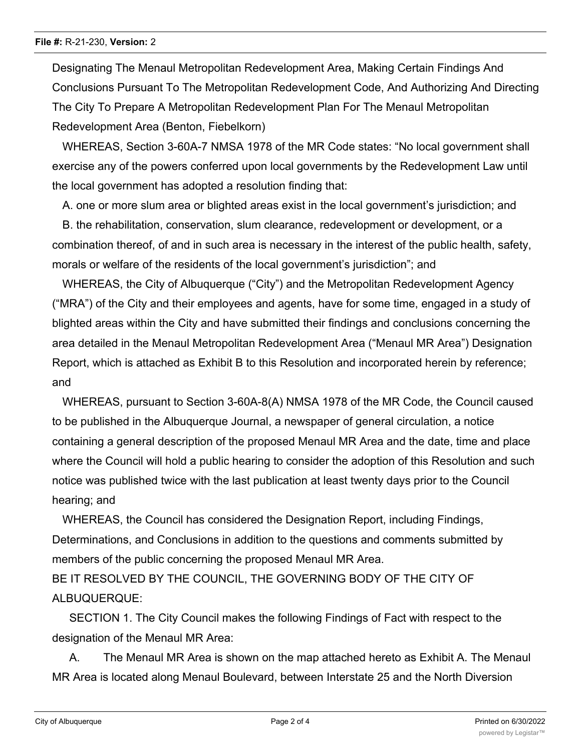Designating The Menaul Metropolitan Redevelopment Area, Making Certain Findings And Conclusions Pursuant To The Metropolitan Redevelopment Code, And Authorizing And Directing The City To Prepare A Metropolitan Redevelopment Plan For The Menaul Metropolitan Redevelopment Area (Benton, Fiebelkorn)

WHEREAS, Section 3-60A-7 NMSA 1978 of the MR Code states: "No local government shall exercise any of the powers conferred upon local governments by the Redevelopment Law until the local government has adopted a resolution finding that:

A. one or more slum area or blighted areas exist in the local government's jurisdiction; and

B. the rehabilitation, conservation, slum clearance, redevelopment or development, or a combination thereof, of and in such area is necessary in the interest of the public health, safety, morals or welfare of the residents of the local government's jurisdiction"; and

WHEREAS, the City of Albuquerque ("City") and the Metropolitan Redevelopment Agency ("MRA") of the City and their employees and agents, have for some time, engaged in a study of blighted areas within the City and have submitted their findings and conclusions concerning the area detailed in the Menaul Metropolitan Redevelopment Area ("Menaul MR Area") Designation Report, which is attached as Exhibit B to this Resolution and incorporated herein by reference; and

WHEREAS, pursuant to Section 3-60A-8(A) NMSA 1978 of the MR Code, the Council caused to be published in the Albuquerque Journal, a newspaper of general circulation, a notice containing a general description of the proposed Menaul MR Area and the date, time and place where the Council will hold a public hearing to consider the adoption of this Resolution and such notice was published twice with the last publication at least twenty days prior to the Council hearing; and

WHEREAS, the Council has considered the Designation Report, including Findings, Determinations, and Conclusions in addition to the questions and comments submitted by members of the public concerning the proposed Menaul MR Area.

BE IT RESOLVED BY THE COUNCIL, THE GOVERNING BODY OF THE CITY OF ALBUQUERQUE:

SECTION 1. The City Council makes the following Findings of Fact with respect to the designation of the Menaul MR Area:

A. The Menaul MR Area is shown on the map attached hereto as Exhibit A. The Menaul MR Area is located along Menaul Boulevard, between Interstate 25 and the North Diversion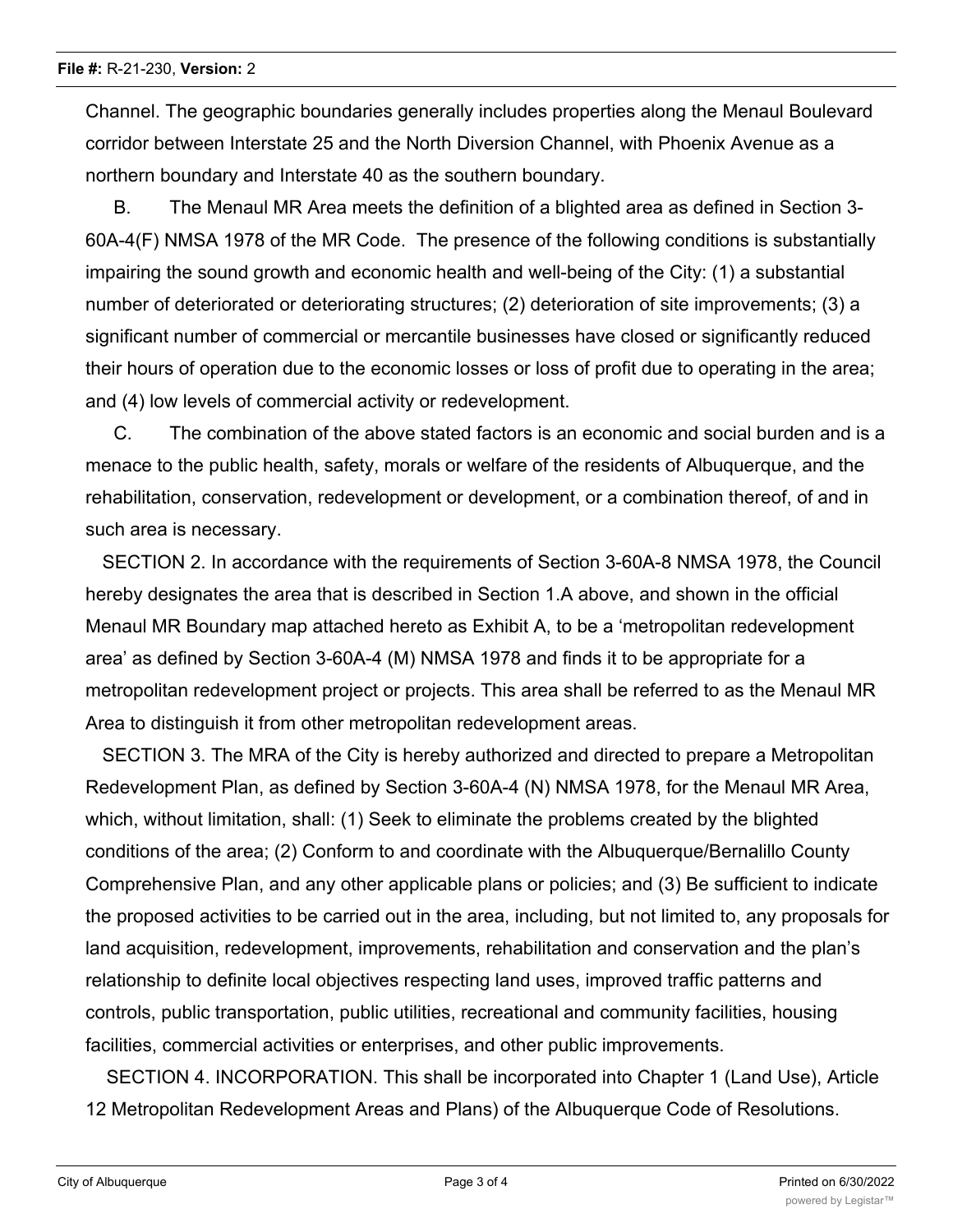Channel. The geographic boundaries generally includes properties along the Menaul Boulevard corridor between Interstate 25 and the North Diversion Channel, with Phoenix Avenue as a northern boundary and Interstate 40 as the southern boundary.

B. The Menaul MR Area meets the definition of a blighted area as defined in Section 3-60A-4(F) NMSA 1978 of the MR Code. The presence of the following conditions is substantially impairing the sound growth and economic health and well-being of the City: (1) a substantial number of deteriorated or deteriorating structures; (2) deterioration of site improvements; (3) a significant number of commercial or mercantile businesses have closed or significantly reduced their hours of operation due to the economic losses or loss of profit due to operating in the area; and (4) low levels of commercial activity or redevelopment.

C. The combination of the above stated factors is an economic and social burden and is a menace to the public health, safety, morals or welfare of the residents of Albuquerque, and the rehabilitation, conservation, redevelopment or development, or a combination thereof, of and in such area is necessary.

SECTION 2. In accordance with the requirements of Section 3-60A-8 NMSA 1978, the Council hereby designates the area that is described in Section 1.A above, and shown in the official Menaul MR Boundary map attached hereto as Exhibit A, to be a 'metropolitan redevelopment area' as defined by Section 3-60A-4 (M) NMSA 1978 and finds it to be appropriate for a metropolitan redevelopment project or projects. This area shall be referred to as the Menaul MR Area to distinguish it from other metropolitan redevelopment areas.

SECTION 3. The MRA of the City is hereby authorized and directed to prepare a Metropolitan Redevelopment Plan, as defined by Section 3-60A-4 (N) NMSA 1978, for the Menaul MR Area, which, without limitation, shall: (1) Seek to eliminate the problems created by the blighted conditions of the area; (2) Conform to and coordinate with the Albuquerque/Bernalillo County Comprehensive Plan, and any other applicable plans or policies; and (3) Be sufficient to indicate the proposed activities to be carried out in the area, including, but not limited to, any proposals for land acquisition, redevelopment, improvements, rehabilitation and conservation and the plan's relationship to definite local objectives respecting land uses, improved traffic patterns and controls, public transportation, public utilities, recreational and community facilities, housing facilities, commercial activities or enterprises, and other public improvements.

SECTION 4. INCORPORATION. This shall be incorporated into Chapter 1 (Land Use), Article 12 Metropolitan Redevelopment Areas and Plans) of the Albuquerque Code of Resolutions.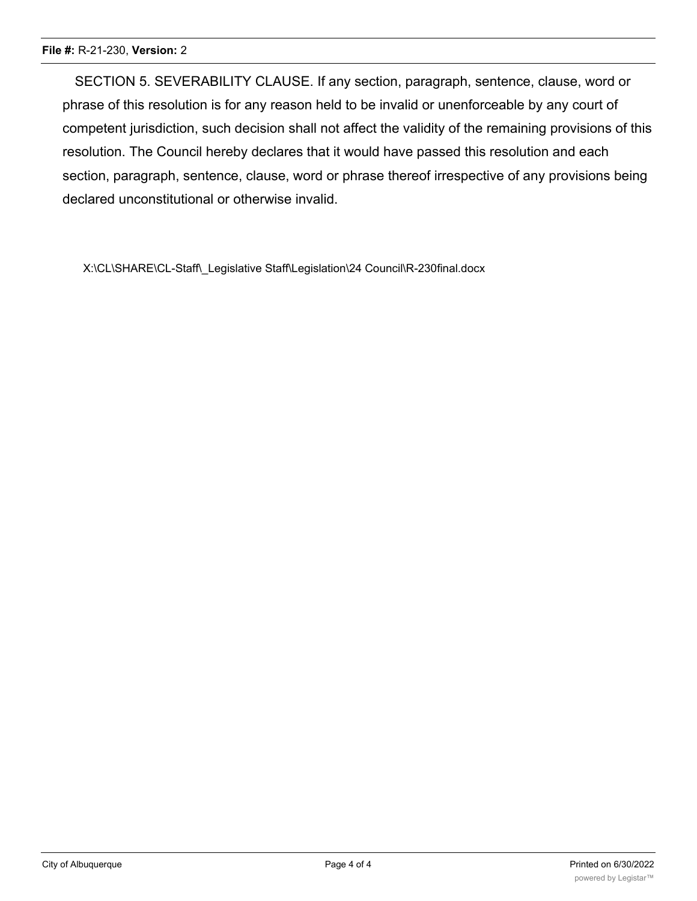SECTION 5. SEVERABILITY CLAUSE. If any section, paragraph, sentence, clause, word or phrase of this resolution is for any reason held to be invalid or unenforceable by any court of competent jurisdiction, such decision shall not affect the validity of the remaining provisions of this resolution. The Council hereby declares that it would have passed this resolution and each section, paragraph, sentence, clause, word or phrase thereof irrespective of any provisions being declared unconstitutional or otherwise invalid.

X:\CL\SHARE\CL-Staff\_Legislative Staff\Legislation\24 Council\R-230final.docx